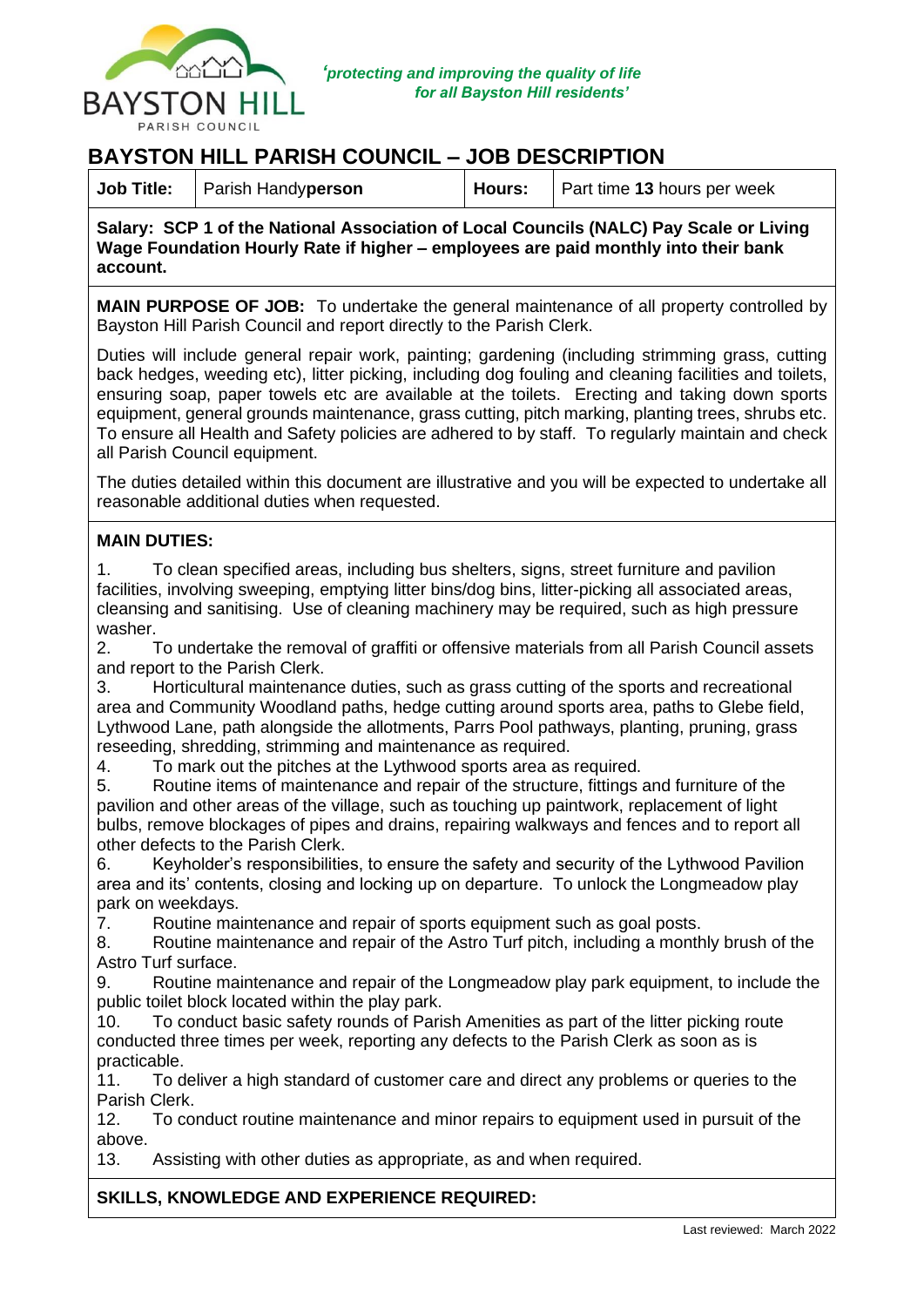*'protecting and improving the quality of life for all Bayston Hill residents'*

# BAYSTON HILL PARISH COUNCIL – JOB DESCRIPTION

| **Job Title:** | Parish Handy**person** | **Hours:** | Part time **13** hours per week |
|---|---|---|---|

**Salary: SCP 1 of the National Association of Local Councils (NALC) Pay Scale or Living Wage Foundation Hourly Rate if higher – employees are paid monthly into their bank account.**

**MAIN PURPOSE OF JOB:** To undertake the general maintenance of all property controlled by Bayston Hill Parish Council and report directly to the Parish Clerk.

Duties will include general repair work, painting; gardening (including strimming grass, cutting back hedges, weeding etc), litter picking, including dog fouling and cleaning facilities and toilets, ensuring soap, paper towels etc are available at the toilets. Erecting and taking down sports equipment, general grounds maintenance, grass cutting, pitch marking, planting trees, shrubs etc. To ensure all Health and Safety policies are adhered to by staff. To regularly maintain and check all Parish Council equipment.

The duties detailed within this document are illustrative and you will be expected to undertake all reasonable additional duties when requested.

**MAIN DUTIES:**

1. To clean specified areas, including bus shelters, signs, street furniture and pavilion facilities, involving sweeping, emptying litter bins/dog bins, litter-picking all associated areas, cleansing and sanitising. Use of cleaning machinery may be required, such as high pressure washer.
2. To undertake the removal of graffiti or offensive materials from all Parish Council assets and report to the Parish Clerk.
3. Horticultural maintenance duties, such as grass cutting of the sports and recreational area and Community Woodland paths, hedge cutting around sports area, paths to Glebe field, Lythwood Lane, path alongside the allotments, Parrs Pool pathways, planting, pruning, grass reseeding, shredding, strimming and maintenance as required.
4. To mark out the pitches at the Lythwood sports area as required.
5. Routine items of maintenance and repair of the structure, fittings and furniture of the pavilion and other areas of the village, such as touching up paintwork, replacement of light bulbs, remove blockages of pipes and drains, repairing walkways and fences and to report all other defects to the Parish Clerk.
6. Keyholder's responsibilities, to ensure the safety and security of the Lythwood Pavilion area and its' contents, closing and locking up on departure. To unlock the Longmeadow play park on weekdays.
7. Routine maintenance and repair of sports equipment such as goal posts.
8. Routine maintenance and repair of the Astro Turf pitch, including a monthly brush of the Astro Turf surface.
9. Routine maintenance and repair of the Longmeadow play park equipment, to include the public toilet block located within the play park.
10. To conduct basic safety rounds of Parish Amenities as part of the litter picking route conducted three times per week, reporting any defects to the Parish Clerk as soon as is practicable.
11. To deliver a high standard of customer care and direct any problems or queries to the Parish Clerk.
12. To conduct routine maintenance and minor repairs to equipment used in pursuit of the above.
13. Assisting with other duties as appropriate, as and when required.

**SKILLS, KNOWLEDGE AND EXPERIENCE REQUIRED:**

Last reviewed: March 2022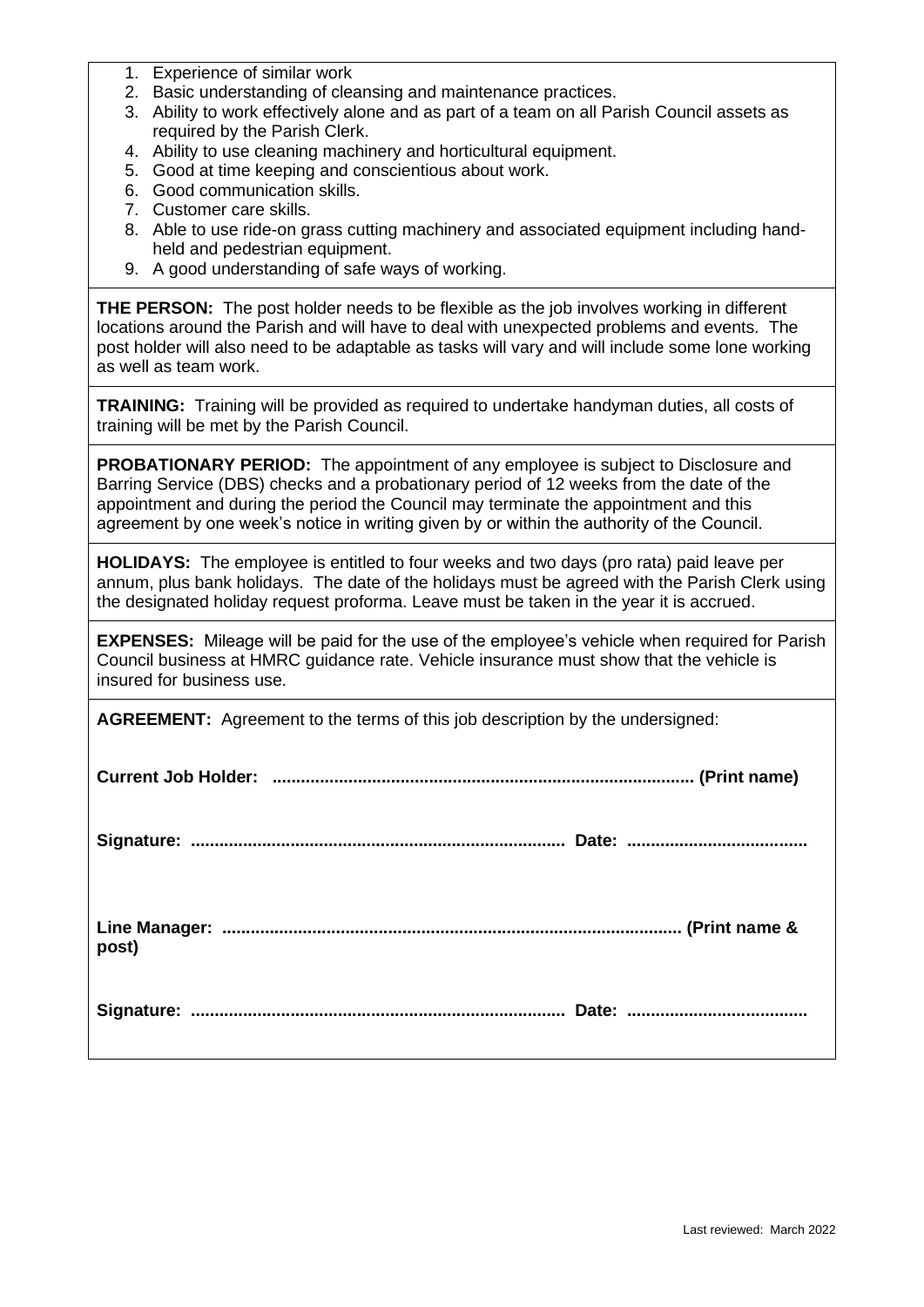1. Experience of similar work
2. Basic understanding of cleansing and maintenance practices.
3. Ability to work effectively alone and as part of a team on all Parish Council assets as required by the Parish Clerk.
4. Ability to use cleaning machinery and horticultural equipment.
5. Good at time keeping and conscientious about work.
6. Good communication skills.
7. Customer care skills.
8. Able to use ride-on grass cutting machinery and associated equipment including hand-held and pedestrian equipment.
9. A good understanding of safe ways of working.

**THE PERSON:** The post holder needs to be flexible as the job involves working in different locations around the Parish and will have to deal with unexpected problems and events. The post holder will also need to be adaptable as tasks will vary and will include some lone working as well as team work.

**TRAINING:** Training will be provided as required to undertake handyman duties, all costs of training will be met by the Parish Council.

**PROBATIONARY PERIOD:** The appointment of any employee is subject to Disclosure and Barring Service (DBS) checks and a probationary period of 12 weeks from the date of the appointment and during the period the Council may terminate the appointment and this agreement by one week's notice in writing given by or within the authority of the Council.

**HOLIDAYS:** The employee is entitled to four weeks and two days (pro rata) paid leave per annum, plus bank holidays. The date of the holidays must be agreed with the Parish Clerk using the designated holiday request proforma. Leave must be taken in the year it is accrued.

**EXPENSES:** Mileage will be paid for the use of the employee's vehicle when required for Parish Council business at HMRC guidance rate. Vehicle insurance must show that the vehicle is insured for business use.

**AGREEMENT:** Agreement to the terms of this job description by the undersigned:

**Current Job Holder: ........................................................................................ (Print name)**

**Signature: .............................................................................. Date: .....................................**

**Line Manager: ................................................................................................ (Print name & post)**

**Signature: .............................................................................. Date: .....................................**

Last reviewed: March 2022